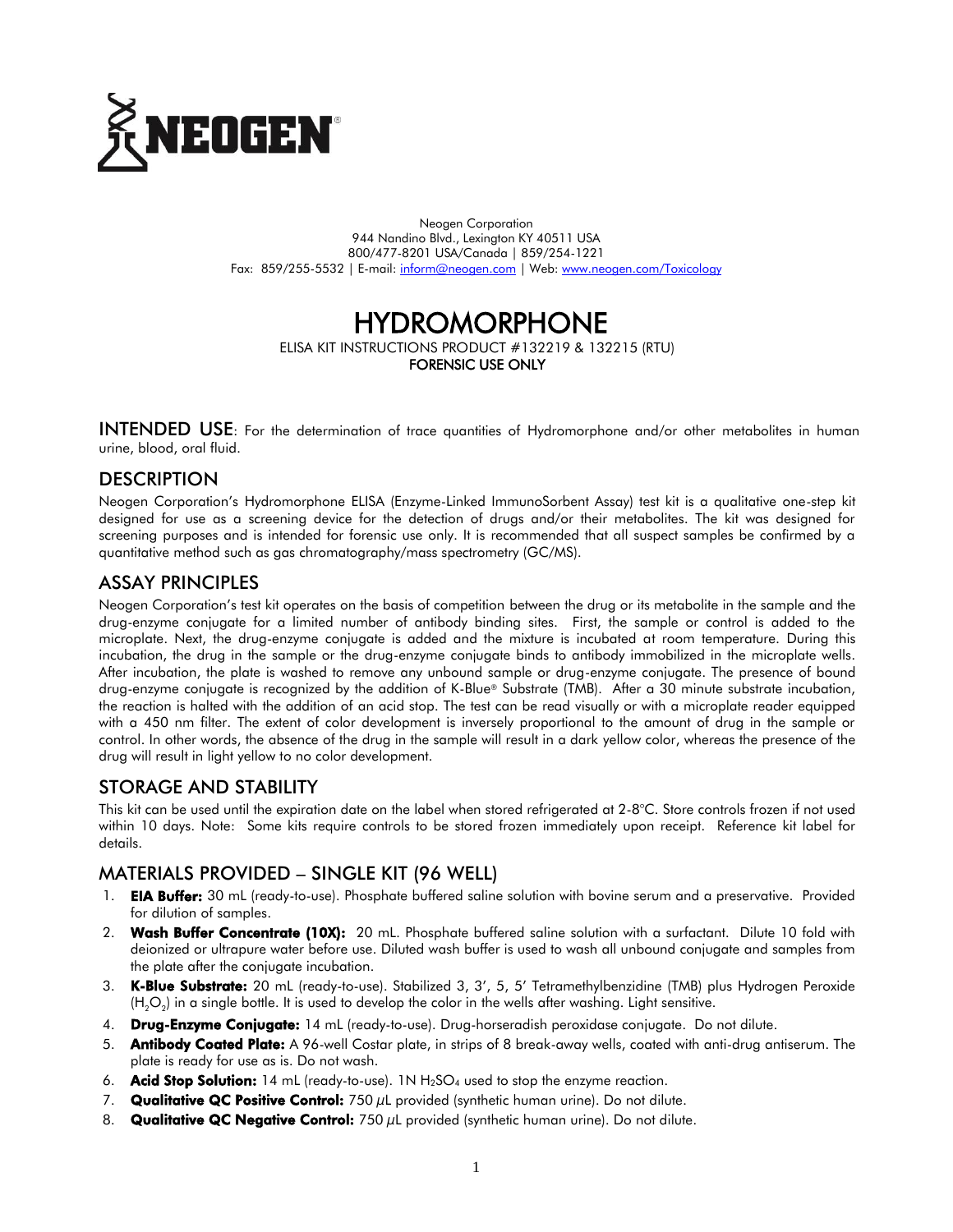NEOGEN

Neogen Corporation
944 Nandino Blvd., Lexington KY 40511 USA
800/477-8201 USA/Canada | 859/254-1221
Fax: 859/255-5532 | E-mail: inform@neogen.com | Web: www.neogen.com/Toxicology

# HYDROMORPHONE

ELISA KIT INSTRUCTIONS PRODUCT #132219 & 132215 (RTU)
**FORENSIC USE ONLY**

**INTENDED USE**: For the determination of trace quantities of Hydromorphone and/or other metabolites in human urine, blood, oral fluid.

## DESCRIPTION

Neogen Corporation's Hydromorphone ELISA (Enzyme-Linked ImmunoSorbent Assay) test kit is a qualitative one-step kit designed for use as a screening device for the detection of drugs and/or their metabolites. The kit was designed for screening purposes and is intended for forensic use only. It is recommended that all suspect samples be confirmed by a quantitative method such as gas chromatography/mass spectrometry (GC/MS).

## ASSAY PRINCIPLES

Neogen Corporation's test kit operates on the basis of competition between the drug or its metabolite in the sample and the drug-enzyme conjugate for a limited number of antibody binding sites. First, the sample or control is added to the microplate. Next, the drug-enzyme conjugate is added and the mixture is incubated at room temperature. During this incubation, the drug in the sample or the drug-enzyme conjugate binds to antibody immobilized in the microplate wells. After incubation, the plate is washed to remove any unbound sample or drug-enzyme conjugate. The presence of bound drug-enzyme conjugate is recognized by the addition of K-Blue® Substrate (TMB). After a 30 minute substrate incubation, the reaction is halted with the addition of an acid stop. The test can be read visually or with a microplate reader equipped with a 450 nm filter. The extent of color development is inversely proportional to the amount of drug in the sample or control. In other words, the absence of the drug in the sample will result in a dark yellow color, whereas the presence of the drug will result in light yellow to no color development.

## STORAGE AND STABILITY

This kit can be used until the expiration date on the label when stored refrigerated at 2-8°C. Store controls frozen if not used within 10 days. Note: Some kits require controls to be stored frozen immediately upon receipt. Reference kit label for details.

## MATERIALS PROVIDED – SINGLE KIT (96 WELL)

1. **EIA Buffer:** 30 mL (ready-to-use). Phosphate buffered saline solution with bovine serum and a preservative. Provided for dilution of samples.
2. **Wash Buffer Concentrate (10X):** 20 mL. Phosphate buffered saline solution with a surfactant. Dilute 10 fold with deionized or ultrapure water before use. Diluted wash buffer is used to wash all unbound conjugate and samples from the plate after the conjugate incubation.
3. **K-Blue Substrate:** 20 mL (ready-to-use). Stabilized 3, 3', 5, 5' Tetramethylbenzidine (TMB) plus Hydrogen Peroxide ($H_2O_2$) in a single bottle. It is used to develop the color in the wells after washing. Light sensitive.
4. **Drug-Enzyme Conjugate:** 14 mL (ready-to-use). Drug-horseradish peroxidase conjugate. Do not dilute.
5. **Antibody Coated Plate:** A 96-well Costar plate, in strips of 8 break-away wells, coated with anti-drug antiserum. The plate is ready for use as is. Do not wash.
6. **Acid Stop Solution:** 14 mL (ready-to-use). 1N $H_2SO_4$ used to stop the enzyme reaction.
7. **Qualitative QC Positive Control:** 750 $\mu$L provided (synthetic human urine). Do not dilute.
8. **Qualitative QC Negative Control:** 750 $\mu$L provided (synthetic human urine). Do not dilute.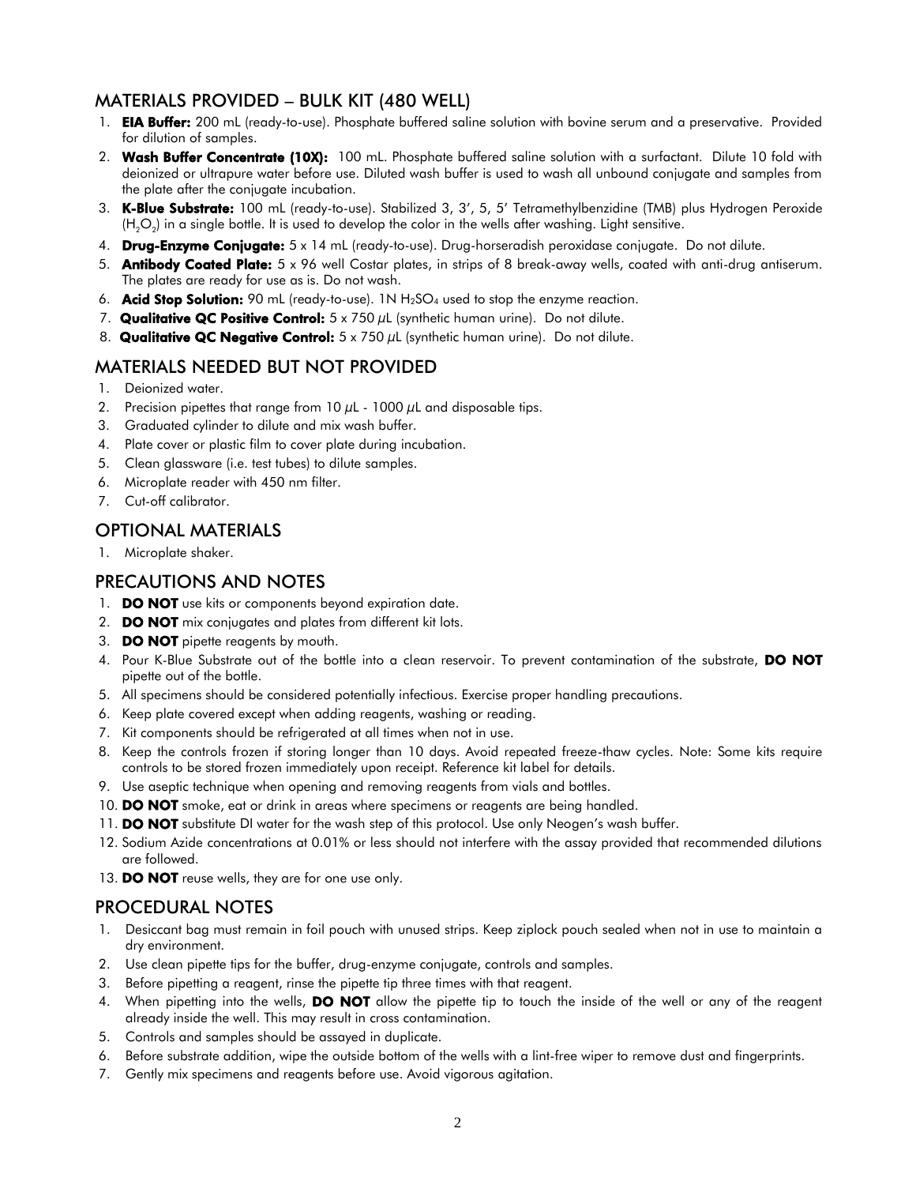## MATERIALS PROVIDED – BULK KIT (480 WELL)

1. **EIA Buffer:** 200 mL (ready-to-use). Phosphate buffered saline solution with bovine serum and a preservative. Provided for dilution of samples.
2. **Wash Buffer Concentrate (10X):** 100 mL. Phosphate buffered saline solution with a surfactant. Dilute 10 fold with deionized or ultrapure water before use. Diluted wash buffer is used to wash all unbound conjugate and samples from the plate after the conjugate incubation.
3. **K-Blue Substrate:** 100 mL (ready-to-use). Stabilized 3, 3', 5, 5' Tetramethylbenzidine (TMB) plus Hydrogen Peroxide ($H_2O_2$) in a single bottle. It is used to develop the color in the wells after washing. Light sensitive.
4. **Drug-Enzyme Conjugate:** 5 x 14 mL (ready-to-use). Drug-horseradish peroxidase conjugate. Do not dilute.
5. **Antibody Coated Plate:** 5 x 96 well Costar plates, in strips of 8 break-away wells, coated with anti-drug antiserum. The plates are ready for use as is. Do not wash.
6. **Acid Stop Solution:** 90 mL (ready-to-use). 1N $H_2SO_4$ used to stop the enzyme reaction.
7. **Qualitative QC Positive Control:** 5 x 750 µL (synthetic human urine). Do not dilute.
8. **Qualitative QC Negative Control:** 5 x 750 µL (synthetic human urine). Do not dilute.

## MATERIALS NEEDED BUT NOT PROVIDED

1. Deionized water.
2. Precision pipettes that range from 10 µL - 1000 µL and disposable tips.
3. Graduated cylinder to dilute and mix wash buffer.
4. Plate cover or plastic film to cover plate during incubation.
5. Clean glassware (i.e. test tubes) to dilute samples.
6. Microplate reader with 450 nm filter.
7. Cut-off calibrator.

## OPTIONAL MATERIALS

1. Microplate shaker.

## PRECAUTIONS AND NOTES

1. **DO NOT** use kits or components beyond expiration date.
2. **DO NOT** mix conjugates and plates from different kit lots.
3. **DO NOT** pipette reagents by mouth.
4. Pour K-Blue Substrate out of the bottle into a clean reservoir. To prevent contamination of the substrate, **DO NOT** pipette out of the bottle.
5. All specimens should be considered potentially infectious. Exercise proper handling precautions.
6. Keep plate covered except when adding reagents, washing or reading.
7. Kit components should be refrigerated at all times when not in use.
8. Keep the controls frozen if storing longer than 10 days. Avoid repeated freeze-thaw cycles. Note: Some kits require controls to be stored frozen immediately upon receipt. Reference kit label for details.
9. Use aseptic technique when opening and removing reagents from vials and bottles.
10. **DO NOT** smoke, eat or drink in areas where specimens or reagents are being handled.
11. **DO NOT** substitute DI water for the wash step of this protocol. Use only Neogen's wash buffer.
12. Sodium Azide concentrations at 0.01% or less should not interfere with the assay provided that recommended dilutions are followed.
13. **DO NOT** reuse wells, they are for one use only.

## PROCEDURAL NOTES

1. Desiccant bag must remain in foil pouch with unused strips. Keep ziplock pouch sealed when not in use to maintain a dry environment.
2. Use clean pipette tips for the buffer, drug-enzyme conjugate, controls and samples.
3. Before pipetting a reagent, rinse the pipette tip three times with that reagent.
4. When pipetting into the wells, **DO NOT** allow the pipette tip to touch the inside of the well or any of the reagent already inside the well. This may result in cross contamination.
5. Controls and samples should be assayed in duplicate.
6. Before substrate addition, wipe the outside bottom of the wells with a lint-free wiper to remove dust and fingerprints.
7. Gently mix specimens and reagents before use. Avoid vigorous agitation.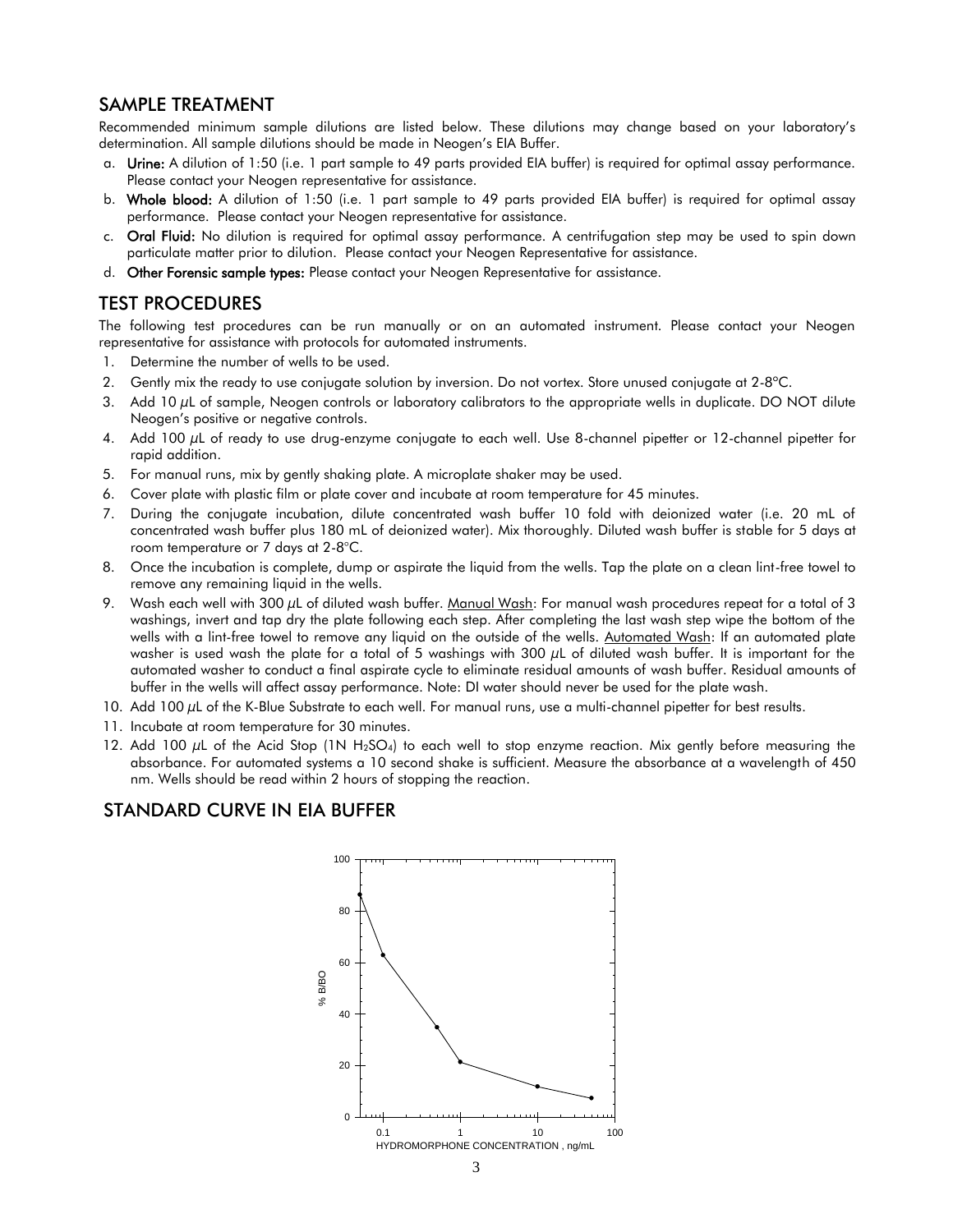## SAMPLE TREATMENT

Recommended minimum sample dilutions are listed below. These dilutions may change based on your laboratory's determination. All sample dilutions should be made in Neogen's EIA Buffer.

a. **Urine:** A dilution of 1:50 (i.e. 1 part sample to 49 parts provided EIA buffer) is required for optimal assay performance. Please contact your Neogen representative for assistance.
b. **Whole blood:** A dilution of 1:50 (i.e. 1 part sample to 49 parts provided EIA buffer) is required for optimal assay performance. Please contact your Neogen representative for assistance.
c. **Oral Fluid:** No dilution is required for optimal assay performance. A centrifugation step may be used to spin down particulate matter prior to dilution. Please contact your Neogen Representative for assistance.
d. **Other Forensic sample types:** Please contact your Neogen Representative for assistance.

## TEST PROCEDURES

The following test procedures can be run manually or on an automated instrument. Please contact your Neogen representative for assistance with protocols for automated instruments.

1. Determine the number of wells to be used.
2. Gently mix the ready to use conjugate solution by inversion. Do not vortex. Store unused conjugate at 2-8°C.
3. Add 10 µL of sample, Neogen controls or laboratory calibrators to the appropriate wells in duplicate. DO NOT dilute Neogen's positive or negative controls.
4. Add 100 µL of ready to use drug-enzyme conjugate to each well. Use 8-channel pipetter or 12-channel pipetter for rapid addition.
5. For manual runs, mix by gently shaking plate. A microplate shaker may be used.
6. Cover plate with plastic film or plate cover and incubate at room temperature for 45 minutes.
7. During the conjugate incubation, dilute concentrated wash buffer 10 fold with deionized water (i.e. 20 mL of concentrated wash buffer plus 180 mL of deionized water). Mix thoroughly. Diluted wash buffer is stable for 5 days at room temperature or 7 days at 2-8°C.
8. Once the incubation is complete, dump or aspirate the liquid from the wells. Tap the plate on a clean lint-free towel to remove any remaining liquid in the wells.
9. Wash each well with 300 µL of diluted wash buffer. Manual Wash: For manual wash procedures repeat for a total of 3 washings, invert and tap dry the plate following each step. After completing the last wash step wipe the bottom of the wells with a lint-free towel to remove any liquid on the outside of the wells. Automated Wash: If an automated plate washer is used wash the plate for a total of 5 washings with 300 µL of diluted wash buffer. It is important for the automated washer to conduct a final aspirate cycle to eliminate residual amounts of wash buffer. Residual amounts of buffer in the wells will affect assay performance. Note: DI water should never be used for the plate wash.
10. Add 100 µL of the K-Blue Substrate to each well. For manual runs, use a multi-channel pipetter for best results.
11. Incubate at room temperature for 30 minutes.
12. Add 100 µL of the Acid Stop (1N $H_2SO_4$) to each well to stop enzyme reaction. Mix gently before measuring the absorbance. For automated systems a 10 second shake is sufficient. Measure the absorbance at a wavelength of 450 nm. Wells should be read within 2 hours of stopping the reaction.

## STANDARD CURVE IN EIA BUFFER

% B/BO vs. HYDROMORPHONE CONCENTRATION, ng/mL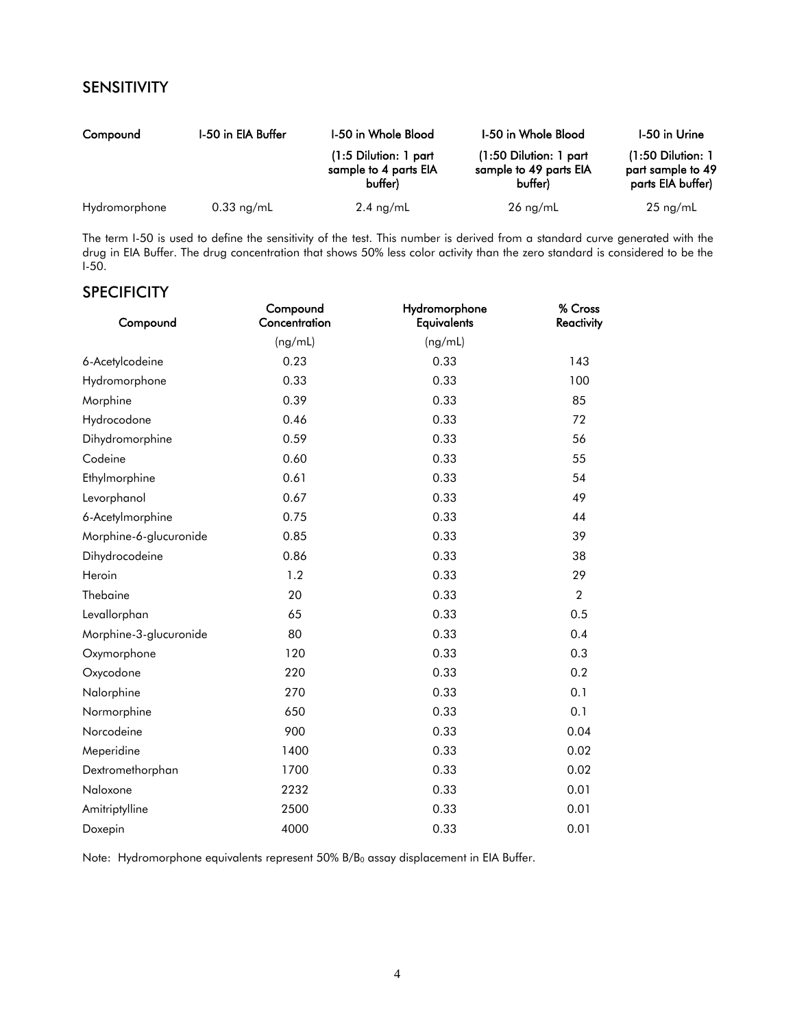## SENSITIVITY

| Compound | I-50 in EIA Buffer | I-50 in Whole Blood (1:5 Dilution: 1 part sample to 4 parts EIA buffer) | I-50 in Whole Blood (1:50 Dilution: 1 part sample to 49 parts EIA buffer) | I-50 in Urine (1:50 Dilution: 1 part sample to 49 parts EIA buffer) |
|---|---|---|---|---|
| Hydromorphone | 0.33 ng/mL | 2.4 ng/mL | 26 ng/mL | 25 ng/mL |

The term I-50 is used to define the sensitivity of the test. This number is derived from a standard curve generated with the drug in EIA Buffer. The drug concentration that shows 50% less color activity than the zero standard is considered to be the I-50.

## SPECIFICITY

| Compound | Compound Concentration (ng/mL) | Hydromorphone Equivalents (ng/mL) | % Cross Reactivity |
|---|---|---|---|
| 6-Acetylcodeine | 0.23 | 0.33 | 143 |
| Hydromorphone | 0.33 | 0.33 | 100 |
| Morphine | 0.39 | 0.33 | 85 |
| Hydrocodone | 0.46 | 0.33 | 72 |
| Dihydromorphine | 0.59 | 0.33 | 56 |
| Codeine | 0.60 | 0.33 | 55 |
| Ethylmorphine | 0.61 | 0.33 | 54 |
| Levorphanol | 0.67 | 0.33 | 49 |
| 6-Acetylmorphine | 0.75 | 0.33 | 44 |
| Morphine-6-glucuronide | 0.85 | 0.33 | 39 |
| Dihydrocodeine | 0.86 | 0.33 | 38 |
| Heroin | 1.2 | 0.33 | 29 |
| Thebaine | 20 | 0.33 | 2 |
| Levallorphan | 65 | 0.33 | 0.5 |
| Morphine-3-glucuronide | 80 | 0.33 | 0.4 |
| Oxymorphone | 120 | 0.33 | 0.3 |
| Oxycodone | 220 | 0.33 | 0.2 |
| Nalorphine | 270 | 0.33 | 0.1 |
| Normorphine | 650 | 0.33 | 0.1 |
| Norcodeine | 900 | 0.33 | 0.04 |
| Meperidine | 1400 | 0.33 | 0.02 |
| Dextromethorphan | 1700 | 0.33 | 0.02 |
| Naloxone | 2232 | 0.33 | 0.01 |
| Amitriptylline | 2500 | 0.33 | 0.01 |
| Doxepin | 4000 | 0.33 | 0.01 |

Note: Hydromorphone equivalents represent 50% $B/B_0$ assay displacement in EIA Buffer.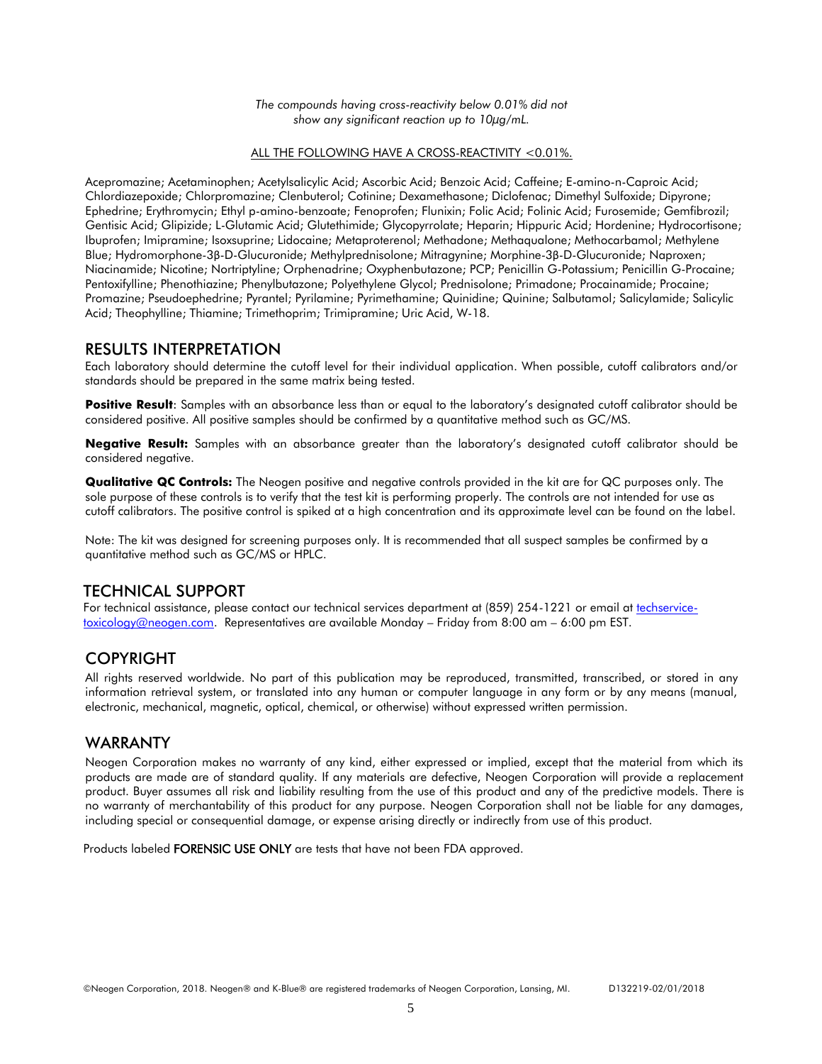*The compounds having cross-reactivity below 0.01% did not show any significant reaction up to 10µg/mL.*

ALL THE FOLLOWING HAVE A CROSS-REACTIVITY <0.01%.

Acepromazine; Acetaminophen; Acetylsalicylic Acid; Ascorbic Acid; Benzoic Acid; Caffeine; E-amino-n-Caproic Acid; Chlordiazepoxide; Chlorpromazine; Clenbuterol; Cotinine; Dexamethasone; Diclofenac; Dimethyl Sulfoxide; Dipyrone; Ephedrine; Erythromycin; Ethyl p-amino-benzoate; Fenoprofen; Flunixin; Folic Acid; Folinic Acid; Furosemide; Gemfibrozil; Gentisic Acid; Glipizide; L-Glutamic Acid; Glutethimide; Glycopyrrolate; Heparin; Hippuric Acid; Hordenine; Hydrocortisone; Ibuprofen; Imipramine; Isoxsuprine; Lidocaine; Metaproterenol; Methadone; Methaqualone; Methocarbamol; Methylene Blue; Hydromorphone-3β-D-Glucuronide; Methylprednisolone; Mitragynine; Morphine-3β-D-Glucuronide; Naproxen; Niacinamide; Nicotine; Nortriptyline; Orphenadrine; Oxyphenbutazone; PCP; Penicillin G-Potassium; Penicillin G-Procaine; Pentoxifylline; Phenothiazine; Phenylbutazone; Polyethylene Glycol; Prednisolone; Primadone; Procainamide; Procaine; Promazine; Pseudoephedrine; Pyrantel; Pyrilamine; Pyrimethamine; Quinidine; Quinine; Salbutamol; Salicylamide; Salicylic Acid; Theophylline; Thiamine; Trimethoprim; Trimipramine; Uric Acid, W-18.

## RESULTS INTERPRETATION

Each laboratory should determine the cutoff level for their individual application. When possible, cutoff calibrators and/or standards should be prepared in the same matrix being tested.

**Positive Result**: Samples with an absorbance less than or equal to the laboratory's designated cutoff calibrator should be considered positive. All positive samples should be confirmed by a quantitative method such as GC/MS.

**Negative Result:** Samples with an absorbance greater than the laboratory's designated cutoff calibrator should be considered negative.

**Qualitative QC Controls:** The Neogen positive and negative controls provided in the kit are for QC purposes only. The sole purpose of these controls is to verify that the test kit is performing properly. The controls are not intended for use as cutoff calibrators. The positive control is spiked at a high concentration and its approximate level can be found on the label.

Note: The kit was designed for screening purposes only. It is recommended that all suspect samples be confirmed by a quantitative method such as GC/MS or HPLC.

## TECHNICAL SUPPORT

For technical assistance, please contact our technical services department at (859) 254-1221 or email at techservice-toxicology@neogen.com. Representatives are available Monday – Friday from 8:00 am – 6:00 pm EST.

## COPYRIGHT

All rights reserved worldwide. No part of this publication may be reproduced, transmitted, transcribed, or stored in any information retrieval system, or translated into any human or computer language in any form or by any means (manual, electronic, mechanical, magnetic, optical, chemical, or otherwise) without expressed written permission.

## WARRANTY

Neogen Corporation makes no warranty of any kind, either expressed or implied, except that the material from which its products are made are of standard quality. If any materials are defective, Neogen Corporation will provide a replacement product. Buyer assumes all risk and liability resulting from the use of this product and any of the predictive models. There is no warranty of merchantability of this product for any purpose. Neogen Corporation shall not be liable for any damages, including special or consequential damage, or expense arising directly or indirectly from use of this product.

Products labeled **FORENSIC USE ONLY** are tests that have not been FDA approved.

©Neogen Corporation, 2018. Neogen® and K-Blue® are registered trademarks of Neogen Corporation, Lansing, MI. D132219-02/01/2018